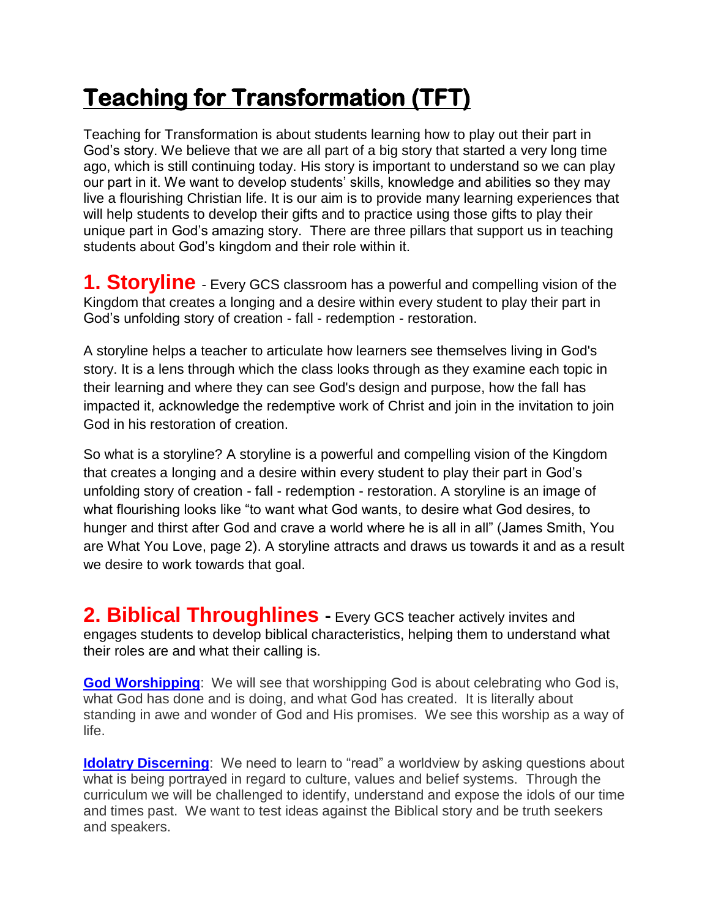# Teaching for Transformation (TFT)

Teaching for Transformation is about students learning how to play out their part in God's story. We believe that we are all part of a big story that started a very long time ago, which is still continuing today. His story is important to understand so we can play our part in it. We want to develop students' skills, knowledge and abilities so they may live a flourishing Christian life. It is our aim is to provide many learning experiences that will help students to develop their gifts and to practice using those gifts to play their unique part in God's amazing story. There are three pillars that support us in teaching students about God's kingdom and their role within it.

## 1. Storyline

- Every GCS classroom has a powerful and compelling vision of the Kingdom that creates a longing and a desire within every student to play their part in God's unfolding story of creation - fall - redemption - restoration.

A storyline helps a teacher to articulate how learners see themselves living in God's story. It is a lens through which the class looks through as they examine each topic in their learning and where they can see God's design and purpose, how the fall has impacted it, acknowledge the redemptive work of Christ and join in the invitation to join God in his restoration of creation.

So what is a storyline? A storyline is a powerful and compelling vision of the Kingdom that creates a longing and a desire within every student to play their part in God's unfolding story of creation - fall - redemption - restoration. A storyline is an image of what flourishing looks like "to want what God wants, to desire what God desires, to hunger and thirst after God and crave a world where he is all in all" (James Smith, You are What You Love, page 2). A storyline attracts and draws us towards it and as a result we desire to work towards that goal.

## 2. Biblical Throughlines

- Every GCS teacher actively invites and engages students to develop biblical characteristics, helping them to understand what their roles are and what their calling is.

**God Worshipping**: We will see that worshipping God is about celebrating who God is, what God has done and is doing, and what God has created. It is literally about standing in awe and wonder of God and His promises. We see this worship as a way of life.

**Idolatry Discerning**: We need to learn to "read" a worldview by asking questions about what is being portrayed in regard to culture, values and belief systems. Through the curriculum we will be challenged to identify, understand and expose the idols of our time and times past. We want to test ideas against the Biblical story and be truth seekers and speakers.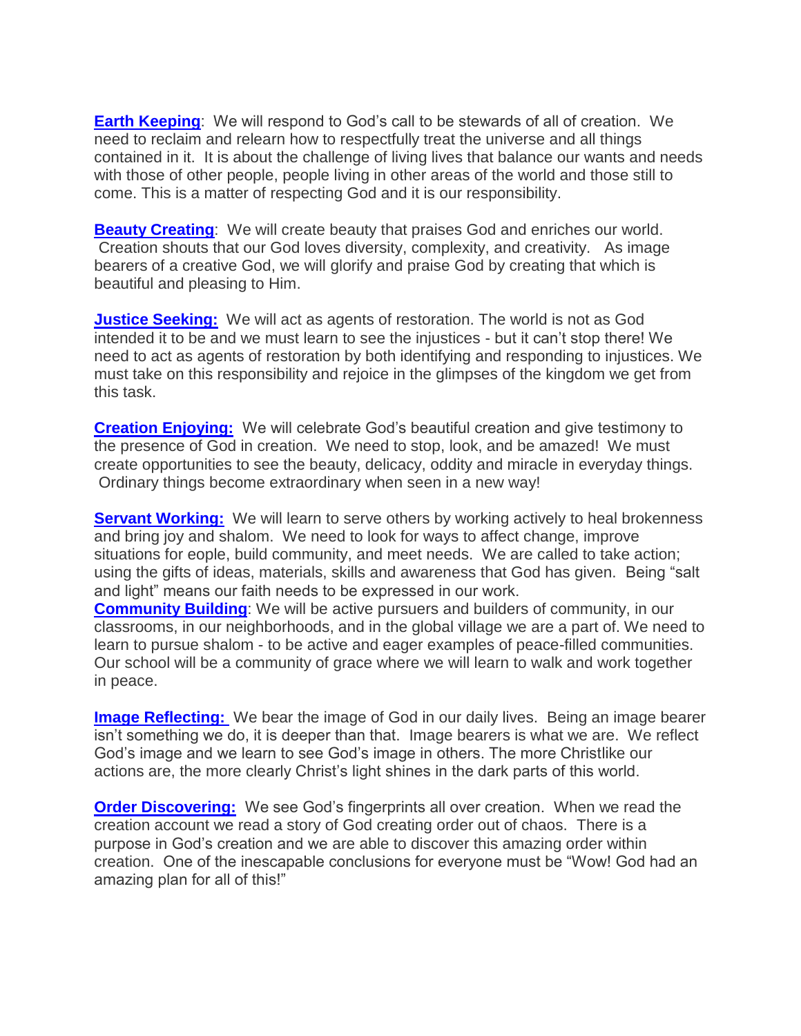**Earth Keeping**: We will respond to God's call to be stewards of all of creation. We need to reclaim and relearn how to respectfully treat the universe and all things contained in it. It is about the challenge of living lives that balance our wants and needs with those of other people, people living in other areas of the world and those still to come. This is a matter of respecting God and it is our responsibility.

**Beauty Creating**: We will create beauty that praises God and enriches our world. Creation shouts that our God loves diversity, complexity, and creativity. As image bearers of a creative God, we will glorify and praise God by creating that which is beautiful and pleasing to Him.

**Justice Seeking:** We will act as agents of restoration. The world is not as God intended it to be and we must learn to see the injustices - but it can't stop there! We need to act as agents of restoration by both identifying and responding to injustices. We must take on this responsibility and rejoice in the glimpses of the kingdom we get from this task.

**Creation Enjoying:** We will celebrate God's beautiful creation and give testimony to the presence of God in creation. We need to stop, look, and be amazed! We must create opportunities to see the beauty, delicacy, oddity and miracle in everyday things. Ordinary things become extraordinary when seen in a new way!

**Servant Working:** We will learn to serve others by working actively to heal brokenness and bring joy and shalom. We need to look for ways to affect change, improve situations for eople, build community, and meet needs. We are called to take action; using the gifts of ideas, materials, skills and awareness that God has given. Being "salt and light" means our faith needs to be expressed in our work.

**Community Building**: We will be active pursuers and builders of community, in our classrooms, in our neighborhoods, and in the global village we are a part of. We need to learn to pursue shalom - to be active and eager examples of peace-filled communities. Our school will be a community of grace where we will learn to walk and work together in peace.

**Image Reflecting:** We bear the image of God in our daily lives. Being an image bearer isn't something we do, it is deeper than that. Image bearers is what we are. We reflect God's image and we learn to see God's image in others. The more Christlike our actions are, the more clearly Christ's light shines in the dark parts of this world.

**Order Discovering:** We see God's fingerprints all over creation. When we read the creation account we read a story of God creating order out of chaos. There is a purpose in God's creation and we are able to discover this amazing order within creation. One of the inescapable conclusions for everyone must be "Wow! God had an amazing plan for all of this!"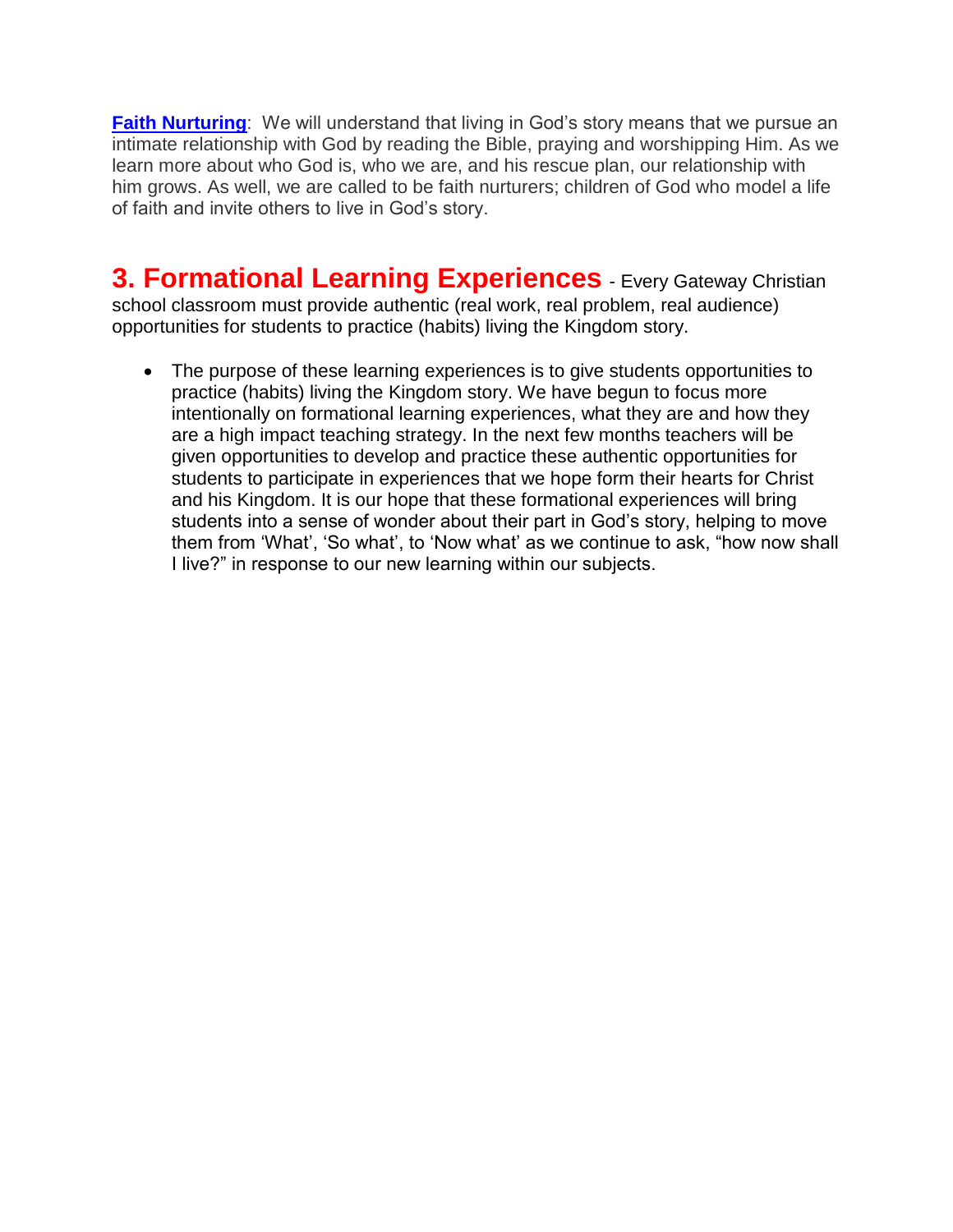**Faith Nurturing**: We will understand that living in God's story means that we pursue an intimate relationship with God by reading the Bible, praying and worshipping Him. As we learn more about who God is, who we are, and his rescue plan, our relationship with him grows. As well, we are called to be faith nurturers; children of God who model a life of faith and invite others to live in God's story.

## 3. Formational Learning Experiences

\- Every Gateway Christian school classroom must provide authentic (real work, real problem, real audience) opportunities for students to practice (habits) living the Kingdom story.

- The purpose of these learning experiences is to give students opportunities to practice (habits) living the Kingdom story. We have begun to focus more intentionally on formational learning experiences, what they are and how they are a high impact teaching strategy. In the next few months teachers will be given opportunities to develop and practice these authentic opportunities for students to participate in experiences that we hope form their hearts for Christ and his Kingdom. It is our hope that these formational experiences will bring students into a sense of wonder about their part in God's story, helping to move them from 'What', 'So what', to 'Now what' as we continue to ask, "how now shall I live?" in response to our new learning within our subjects.